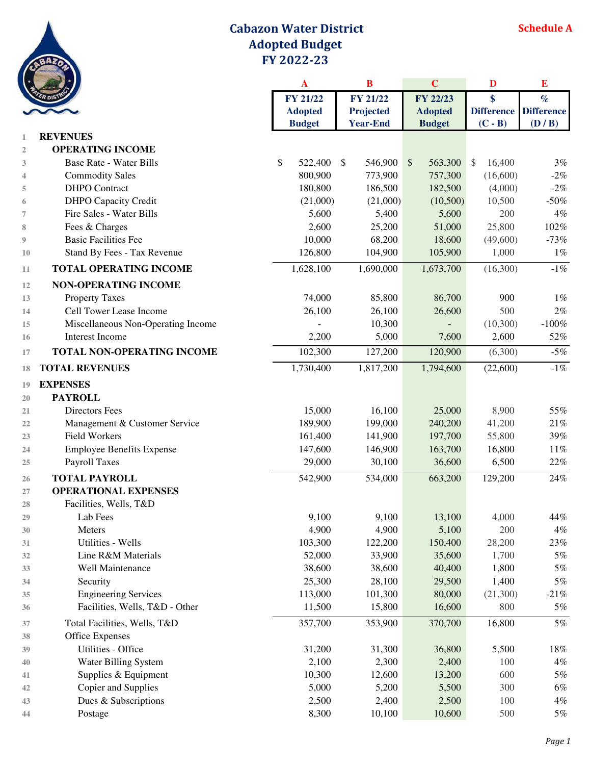# Cabazon Water District
## Adopted Budget
## FY 2022-23

**Schedule A**

| | | A | B | C | D | E |
|---|---|---|---|---|---|---|
| | | FY 21/22 Adopted Budget | FY 21/22 Projected Year-End | FY 22/23 Adopted Budget | $ Difference (C - B) | % Difference (D / B) |
| 1 | **REVENUES** | | | | | |
| 2 | **OPERATING INCOME** | | | | | |
| 3 | Base Rate - Water Bills | $ 522,400 | $ 546,900 | $ 563,300 | $ 16,400 | 3% |
| 4 | Commodity Sales | 800,900 | 773,900 | 757,300 | (16,600) | -2% |
| 5 | DHPO Contract | 180,800 | 186,500 | 182,500 | (4,000) | -2% |
| 6 | DHPO Capacity Credit | (21,000) | (21,000) | (10,500) | 10,500 | -50% |
| 7 | Fire Sales - Water Bills | 5,600 | 5,400 | 5,600 | 200 | 4% |
| 8 | Fees & Charges | 2,600 | 25,200 | 51,000 | 25,800 | 102% |
| 9 | Basic Facilities Fee | 10,000 | 68,200 | 18,600 | (49,600) | -73% |
| 10 | Stand By Fees - Tax Revenue | 126,800 | 104,900 | 105,900 | 1,000 | 1% |
| 11 | **TOTAL OPERATING INCOME** | 1,628,100 | 1,690,000 | 1,673,700 | (16,300) | -1% |
| 12 | **NON-OPERATING INCOME** | | | | | |
| 13 | Property Taxes | 74,000 | 85,800 | 86,700 | 900 | 1% |
| 14 | Cell Tower Lease Income | 26,100 | 26,100 | 26,600 | 500 | 2% |
| 15 | Miscellaneous Non-Operating Income | - | 10,300 | - | (10,300) | -100% |
| 16 | Interest Income | 2,200 | 5,000 | 7,600 | 2,600 | 52% |
| 17 | **TOTAL NON-OPERATING INCOME** | 102,300 | 127,200 | 120,900 | (6,300) | -5% |
| 18 | **TOTAL REVENUES** | 1,730,400 | 1,817,200 | 1,794,600 | (22,600) | -1% |
| 19 | **EXPENSES** | | | | | |
| 20 | **PAYROLL** | | | | | |
| 21 | Directors Fees | 15,000 | 16,100 | 25,000 | 8,900 | 55% |
| 22 | Management & Customer Service | 189,900 | 199,000 | 240,200 | 41,200 | 21% |
| 23 | Field Workers | 161,400 | 141,900 | 197,700 | 55,800 | 39% |
| 24 | Employee Benefits Expense | 147,600 | 146,900 | 163,700 | 16,800 | 11% |
| 25 | Payroll Taxes | 29,000 | 30,100 | 36,600 | 6,500 | 22% |
| 26 | **TOTAL PAYROLL** | 542,900 | 534,000 | 663,200 | 129,200 | 24% |
| 27 | **OPERATIONAL EXPENSES** | | | | | |
| 28 | Facilities, Wells, T&D | | | | | |
| 29 | Lab Fees | 9,100 | 9,100 | 13,100 | 4,000 | 44% |
| 30 | Meters | 4,900 | 4,900 | 5,100 | 200 | 4% |
| 31 | Utilities - Wells | 103,300 | 122,200 | 150,400 | 28,200 | 23% |
| 32 | Line R&M Materials | 52,000 | 33,900 | 35,600 | 1,700 | 5% |
| 33 | Well Maintenance | 38,600 | 38,600 | 40,400 | 1,800 | 5% |
| 34 | Security | 25,300 | 28,100 | 29,500 | 1,400 | 5% |
| 35 | Engineering Services | 113,000 | 101,300 | 80,000 | (21,300) | -21% |
| 36 | Facilities, Wells, T&D - Other | 11,500 | 15,800 | 16,600 | 800 | 5% |
| 37 | Total Facilities, Wells, T&D | 357,700 | 353,900 | 370,700 | 16,800 | 5% |
| 38 | Office Expenses | | | | | |
| 39 | Utilities - Office | 31,200 | 31,300 | 36,800 | 5,500 | 18% |
| 40 | Water Billing System | 2,100 | 2,300 | 2,400 | 100 | 4% |
| 41 | Supplies & Equipment | 10,300 | 12,600 | 13,200 | 600 | 5% |
| 42 | Copier and Supplies | 5,000 | 5,200 | 5,500 | 300 | 6% |
| 43 | Dues & Subscriptions | 2,500 | 2,400 | 2,500 | 100 | 4% |
| 44 | Postage | 8,300 | 10,100 | 10,600 | 500 | 5% |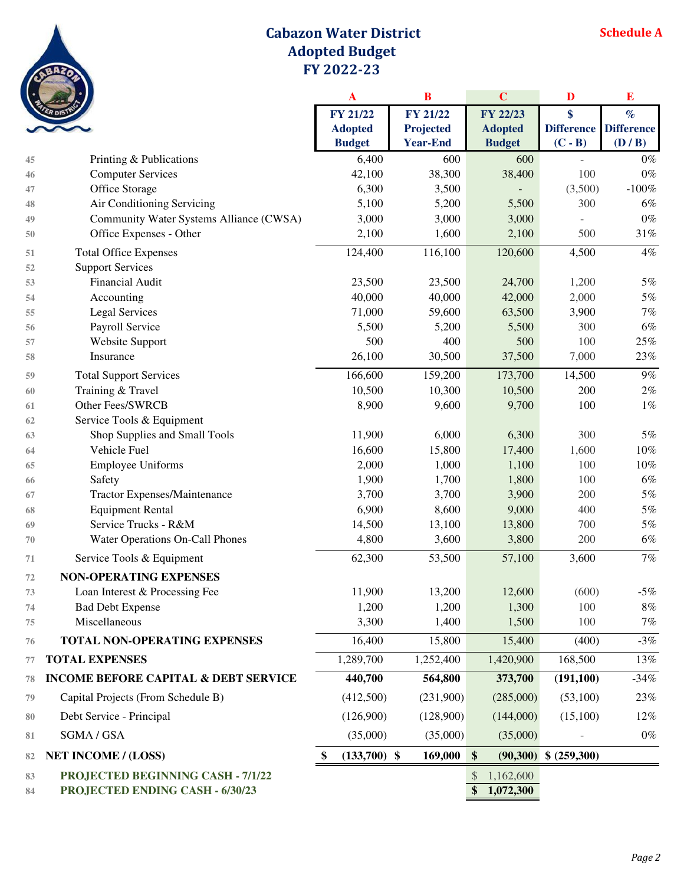# Cabazon Water District
## Adopted Budget
## FY 2022-23

**Schedule A**

| | | A | B | C | D | E |
|---|---|---|---|---|---|---|
| | | **FY 21/22 Adopted Budget** | **FY 21/22 Projected Year-End** | **FY 22/23 Adopted Budget** | **$ Difference (C - B)** | **% Difference (D / B)** |
| 45 | Printing & Publications | 6,400 | 600 | 600 | - | 0% |
| 46 | Computer Services | 42,100 | 38,300 | 38,400 | 100 | 0% |
| 47 | Office Storage | 6,300 | 3,500 | - | (3,500) | -100% |
| 48 | Air Conditioning Servicing | 5,100 | 5,200 | 5,500 | 300 | 6% |
| 49 | Community Water Systems Alliance (CWSA) | 3,000 | 3,000 | 3,000 | - | 0% |
| 50 | Office Expenses - Other | 2,100 | 1,600 | 2,100 | 500 | 31% |
| 51 | Total Office Expenses | 124,400 | 116,100 | 120,600 | 4,500 | 4% |
| 52 | Support Services | | | | | |
| 53 | Financial Audit | 23,500 | 23,500 | 24,700 | 1,200 | 5% |
| 54 | Accounting | 40,000 | 40,000 | 42,000 | 2,000 | 5% |
| 55 | Legal Services | 71,000 | 59,600 | 63,500 | 3,900 | 7% |
| 56 | Payroll Service | 5,500 | 5,200 | 5,500 | 300 | 6% |
| 57 | Website Support | 500 | 400 | 500 | 100 | 25% |
| 58 | Insurance | 26,100 | 30,500 | 37,500 | 7,000 | 23% |
| 59 | Total Support Services | 166,600 | 159,200 | 173,700 | 14,500 | 9% |
| 60 | Training & Travel | 10,500 | 10,300 | 10,500 | 200 | 2% |
| 61 | Other Fees/SWRCB | 8,900 | 9,600 | 9,700 | 100 | 1% |
| 62 | Service Tools & Equipment | | | | | |
| 63 | Shop Supplies and Small Tools | 11,900 | 6,000 | 6,300 | 300 | 5% |
| 64 | Vehicle Fuel | 16,600 | 15,800 | 17,400 | 1,600 | 10% |
| 65 | Employee Uniforms | 2,000 | 1,000 | 1,100 | 100 | 10% |
| 66 | Safety | 1,900 | 1,700 | 1,800 | 100 | 6% |
| 67 | Tractor Expenses/Maintenance | 3,700 | 3,700 | 3,900 | 200 | 5% |
| 68 | Equipment Rental | 6,900 | 8,600 | 9,000 | 400 | 5% |
| 69 | Service Trucks - R&M | 14,500 | 13,100 | 13,800 | 700 | 5% |
| 70 | Water Operations On-Call Phones | 4,800 | 3,600 | 3,800 | 200 | 6% |
| 71 | Service Tools & Equipment | 62,300 | 53,500 | 57,100 | 3,600 | 7% |
| 72 | **NON-OPERATING EXPENSES** | | | | | |
| 73 | Loan Interest & Processing Fee | 11,900 | 13,200 | 12,600 | (600) | -5% |
| 74 | Bad Debt Expense | 1,200 | 1,200 | 1,300 | 100 | 8% |
| 75 | Miscellaneous | 3,300 | 1,400 | 1,500 | 100 | 7% |
| 76 | **TOTAL NON-OPERATING EXPENSES** | 16,400 | 15,800 | 15,400 | (400) | -3% |
| 77 | **TOTAL EXPENSES** | 1,289,700 | 1,252,400 | 1,420,900 | 168,500 | 13% |
| 78 | **INCOME BEFORE CAPITAL & DEBT SERVICE** | **440,700** | **564,800** | **373,700** | **(191,100)** | -34% |
| 79 | Capital Projects (From Schedule B) | (412,500) | (231,900) | (285,000) | (53,100) | 23% |
| 80 | Debt Service - Principal | (126,900) | (128,900) | (144,000) | (15,100) | 12% |
| 81 | SGMA / GSA | (35,000) | (35,000) | (35,000) | - | 0% |
| 82 | **NET INCOME / (LOSS)** | **$ (133,700)** | **$ 169,000** | **$ (90,300)** | **$ (259,300)** | |
| 83 | **PROJECTED BEGINNING CASH - 7/1/22** | | | $ 1,162,600 | | |
| 84 | **PROJECTED ENDING CASH - 6/30/23** | | | **$ 1,072,300** | | |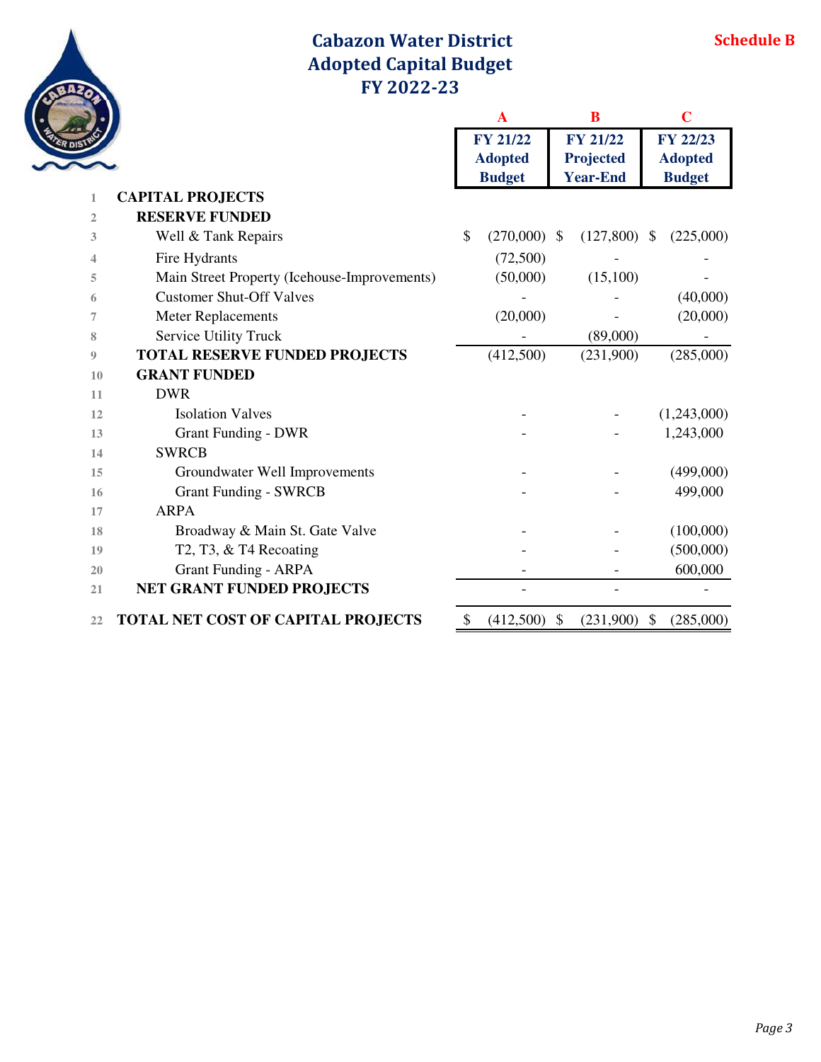# Cabazon Water District
## Adopted Capital Budget
## FY 2022-23

**Schedule B**

| | | A | B | C |
|---|---|---|---|---|
| | | **FY 21/22 Adopted Budget** | **FY 21/22 Projected Year-End** | **FY 22/23 Adopted Budget** |
| 1 | **CAPITAL PROJECTS** | | | |
| 2 | **RESERVE FUNDED** | | | |
| 3 | Well & Tank Repairs | $ (270,000) | $ (127,800) | $ (225,000) |
| 4 | Fire Hydrants | (72,500) | - | - |
| 5 | Main Street Property (Icehouse-Improvements) | (50,000) | (15,100) | - |
| 6 | Customer Shut-Off Valves | - | - | (40,000) |
| 7 | Meter Replacements | (20,000) | - | (20,000) |
| 8 | Service Utility Truck | - | (89,000) | - |
| 9 | **TOTAL RESERVE FUNDED PROJECTS** | (412,500) | (231,900) | (285,000) |
| 10 | **GRANT FUNDED** | | | |
| 11 | DWR | | | |
| 12 | Isolation Valves | - | - | (1,243,000) |
| 13 | Grant Funding - DWR | - | - | 1,243,000 |
| 14 | SWRCB | | | |
| 15 | Groundwater Well Improvements | - | - | (499,000) |
| 16 | Grant Funding - SWRCB | - | - | 499,000 |
| 17 | ARPA | | | |
| 18 | Broadway & Main St. Gate Valve | - | - | (100,000) |
| 19 | T2, T3, & T4 Recoating | - | - | (500,000) |
| 20 | Grant Funding - ARPA | - | - | 600,000 |
| 21 | **NET GRANT FUNDED PROJECTS** | - | - | - |
| 22 | **TOTAL NET COST OF CAPITAL PROJECTS** | $ (412,500) | $ (231,900) | $ (285,000) |